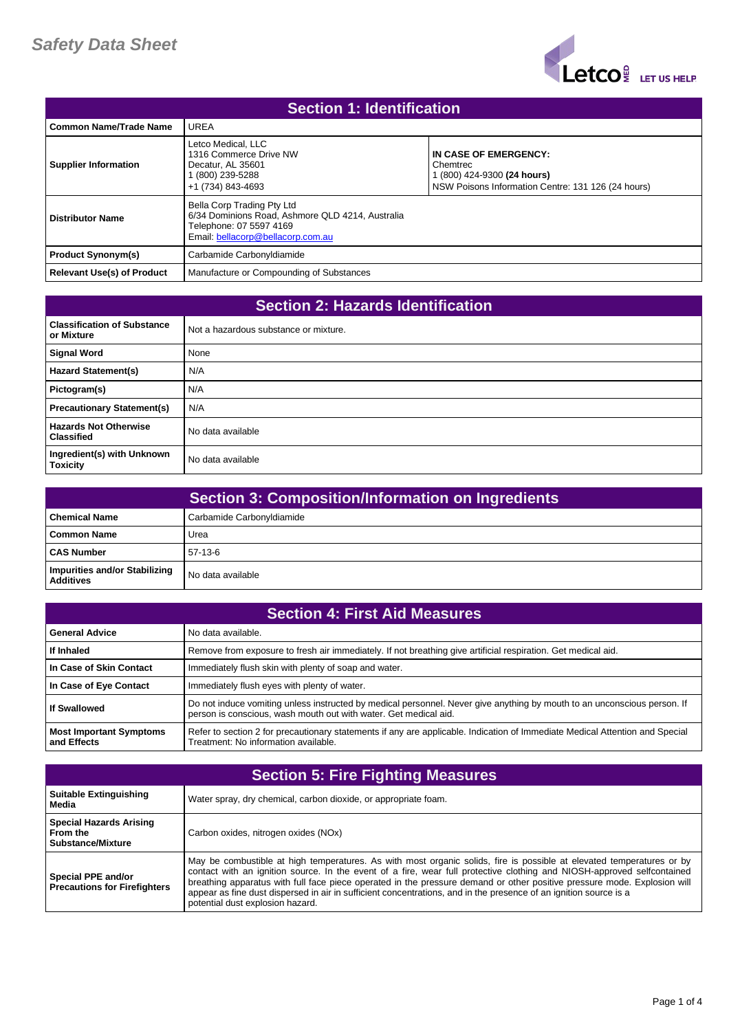# Safety Data Sheet

## Section 1: Identification

| | | |
|---|---|---|
| **Common Name/Trade Name** | UREA | |
| **Supplier Information** | Letco Medical, LLC<br>1316 Commerce Drive NW<br>Decatur, AL 35601<br>1 (800) 239-5288<br>+1 (734) 843-4693 | **IN CASE OF EMERGENCY:**<br>Chemtrec<br>1 (800) 424-9300 **(24 hours)**<br>NSW Poisons Information Centre: 131 126 (24 hours) |
| **Distributor Name** | Bella Corp Trading Pty Ltd<br>6/34 Dominions Road, Ashmore QLD 4214, Australia<br>Telephone: 07 5597 4169<br>Email: bellacorp@bellacorp.com.au | |
| **Product Synonym(s)** | Carbamide Carbonyldiamide | |
| **Relevant Use(s) of Product** | Manufacture or Compounding of Substances | |

## Section 2: Hazards Identification

| | |
|---|---|
| **Classification of Substance or Mixture** | Not a hazardous substance or mixture. |
| **Signal Word** | None |
| **Hazard Statement(s)** | N/A |
| **Pictogram(s)** | N/A |
| **Precautionary Statement(s)** | N/A |
| **Hazards Not Otherwise Classified** | No data available |
| **Ingredient(s) with Unknown Toxicity** | No data available |

## Section 3: Composition/Information on Ingredients

| | |
|---|---|
| **Chemical Name** | Carbamide Carbonyldiamide |
| **Common Name** | Urea |
| **CAS Number** | 57-13-6 |
| **Impurities and/or Stabilizing Additives** | No data available |

## Section 4: First Aid Measures

| | |
|---|---|
| **General Advice** | No data available. |
| **If Inhaled** | Remove from exposure to fresh air immediately. If not breathing give artificial respiration. Get medical aid. |
| **In Case of Skin Contact** | Immediately flush skin with plenty of soap and water. |
| **In Case of Eye Contact** | Immediately flush eyes with plenty of water. |
| **If Swallowed** | Do not induce vomiting unless instructed by medical personnel. Never give anything by mouth to an unconscious person. If person is conscious, wash mouth out with water. Get medical aid. |
| **Most Important Symptoms and Effects** | Refer to section 2 for precautionary statements if any are applicable. Indication of Immediate Medical Attention and Special Treatment: No information available. |

## Section 5: Fire Fighting Measures

| | |
|---|---|
| **Suitable Extinguishing Media** | Water spray, dry chemical, carbon dioxide, or appropriate foam. |
| **Special Hazards Arising From the Substance/Mixture** | Carbon oxides, nitrogen oxides (NOx) |
| **Special PPE and/or Precautions for Firefighters** | May be combustible at high temperatures. As with most organic solids, fire is possible at elevated temperatures or by contact with an ignition source. In the event of a fire, wear full protective clothing and NIOSH-approved selfcontained breathing apparatus with full face piece operated in the pressure demand or other positive pressure mode. Explosion will appear as fine dust dispersed in air in sufficient concentrations, and in the presence of an ignition source is a potential dust explosion hazard. |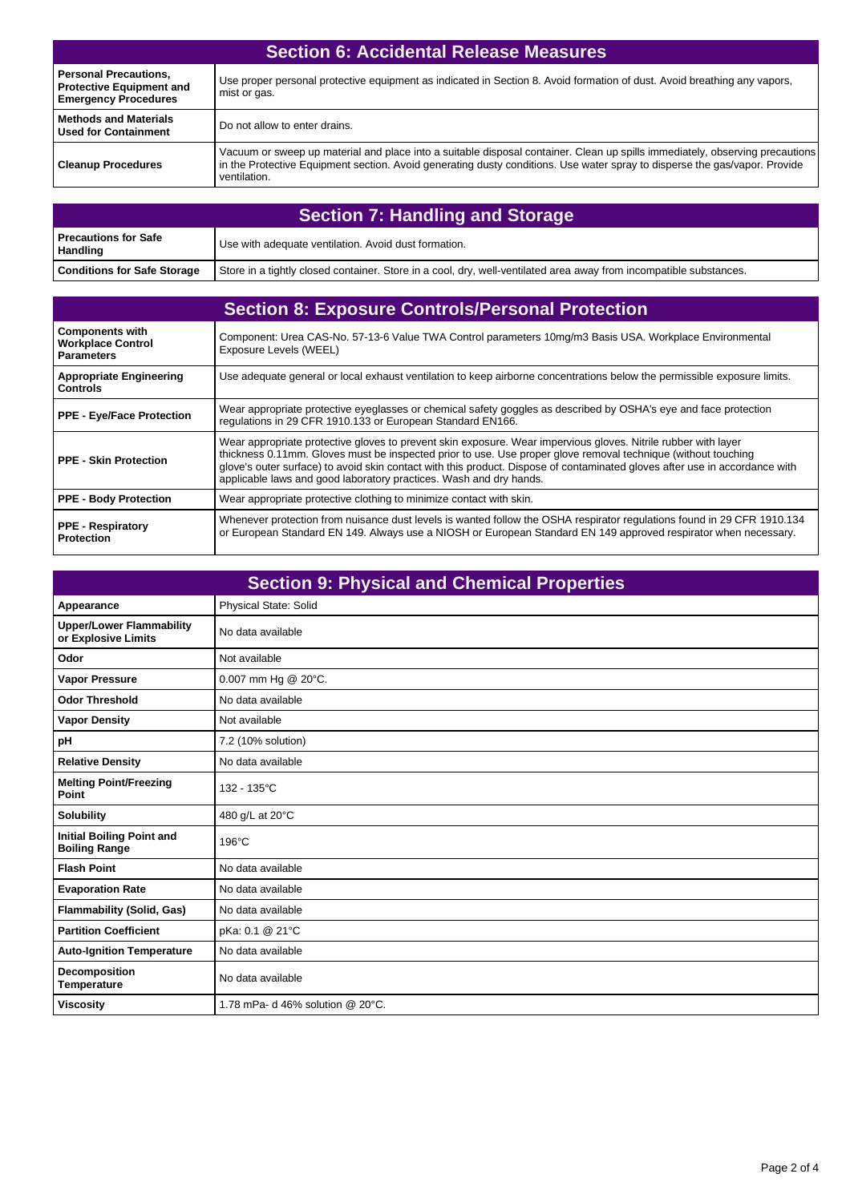## Section 6: Accidental Release Measures

| | |
|---|---|
| **Personal Precautions, Protective Equipment and Emergency Procedures** | Use proper personal protective equipment as indicated in Section 8. Avoid formation of dust. Avoid breathing any vapors, mist or gas. |
| **Methods and Materials Used for Containment** | Do not allow to enter drains. |
| **Cleanup Procedures** | Vacuum or sweep up material and place into a suitable disposal container. Clean up spills immediately, observing precautions in the Protective Equipment section. Avoid generating dusty conditions. Use water spray to disperse the gas/vapor. Provide ventilation. |

## Section 7: Handling and Storage

| | |
|---|---|
| **Precautions for Safe Handling** | Use with adequate ventilation. Avoid dust formation. |
| **Conditions for Safe Storage** | Store in a tightly closed container. Store in a cool, dry, well-ventilated area away from incompatible substances. |

## Section 8: Exposure Controls/Personal Protection

| | |
|---|---|
| **Components with Workplace Control Parameters** | Component: Urea CAS-No. 57-13-6 Value TWA Control parameters 10mg/m3 Basis USA. Workplace Environmental Exposure Levels (WEEL) |
| **Appropriate Engineering Controls** | Use adequate general or local exhaust ventilation to keep airborne concentrations below the permissible exposure limits. |
| **PPE - Eye/Face Protection** | Wear appropriate protective eyeglasses or chemical safety goggles as described by OSHA's eye and face protection regulations in 29 CFR 1910.133 or European Standard EN166. |
| **PPE - Skin Protection** | Wear appropriate protective gloves to prevent skin exposure. Wear impervious gloves. Nitrile rubber with layer thickness 0.11mm. Gloves must be inspected prior to use. Use proper glove removal technique (without touching glove's outer surface) to avoid skin contact with this product. Dispose of contaminated gloves after use in accordance with applicable laws and good laboratory practices. Wash and dry hands. |
| **PPE - Body Protection** | Wear appropriate protective clothing to minimize contact with skin. |
| **PPE - Respiratory Protection** | Whenever protection from nuisance dust levels is wanted follow the OSHA respirator regulations found in 29 CFR 1910.134 or European Standard EN 149. Always use a NIOSH or European Standard EN 149 approved respirator when necessary. |

## Section 9: Physical and Chemical Properties

| | |
|---|---|
| **Appearance** | Physical State: Solid |
| **Upper/Lower Flammability or Explosive Limits** | No data available |
| **Odor** | Not available |
| **Vapor Pressure** | 0.007 mm Hg @ 20°C. |
| **Odor Threshold** | No data available |
| **Vapor Density** | Not available |
| **pH** | 7.2 (10% solution) |
| **Relative Density** | No data available |
| **Melting Point/Freezing Point** | 132 - 135°C |
| **Solubility** | 480 g/L at 20°C |
| **Initial Boiling Point and Boiling Range** | 196°C |
| **Flash Point** | No data available |
| **Evaporation Rate** | No data available |
| **Flammability (Solid, Gas)** | No data available |
| **Partition Coefficient** | pKa: 0.1 @ 21°C |
| **Auto-Ignition Temperature** | No data available |
| **Decomposition Temperature** | No data available |
| **Viscosity** | 1.78 mPa- d 46% solution @ 20°C. |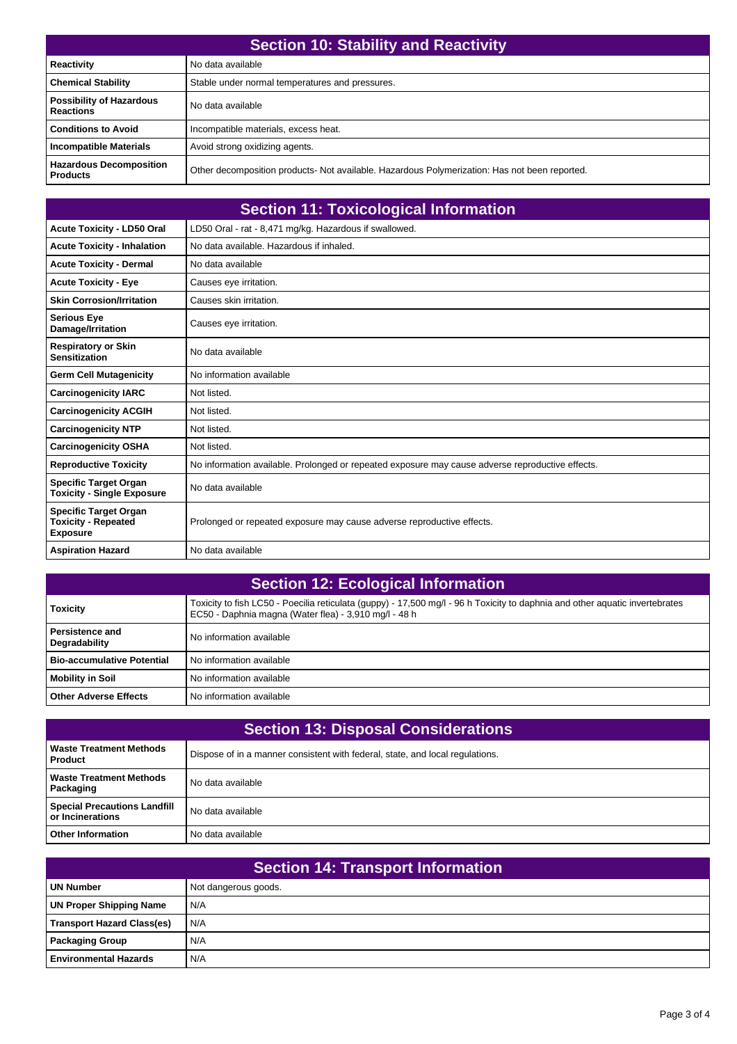## Section 10: Stability and Reactivity

| | |
|---|---|
| **Reactivity** | No data available |
| **Chemical Stability** | Stable under normal temperatures and pressures. |
| **Possibility of Hazardous Reactions** | No data available |
| **Conditions to Avoid** | Incompatible materials, excess heat. |
| **Incompatible Materials** | Avoid strong oxidizing agents. |
| **Hazardous Decomposition Products** | Other decomposition products- Not available. Hazardous Polymerization: Has not been reported. |

## Section 11: Toxicological Information

| | |
|---|---|
| **Acute Toxicity - LD50 Oral** | LD50 Oral - rat - 8,471 mg/kg. Hazardous if swallowed. |
| **Acute Toxicity - Inhalation** | No data available. Hazardous if inhaled. |
| **Acute Toxicity - Dermal** | No data available |
| **Acute Toxicity - Eye** | Causes eye irritation. |
| **Skin Corrosion/Irritation** | Causes skin irritation. |
| **Serious Eye Damage/Irritation** | Causes eye irritation. |
| **Respiratory or Skin Sensitization** | No data available |
| **Germ Cell Mutagenicity** | No information available |
| **Carcinogenicity IARC** | Not listed. |
| **Carcinogenicity ACGIH** | Not listed. |
| **Carcinogenicity NTP** | Not listed. |
| **Carcinogenicity OSHA** | Not listed. |
| **Reproductive Toxicity** | No information available. Prolonged or repeated exposure may cause adverse reproductive effects. |
| **Specific Target Organ Toxicity - Single Exposure** | No data available |
| **Specific Target Organ Toxicity - Repeated Exposure** | Prolonged or repeated exposure may cause adverse reproductive effects. |
| **Aspiration Hazard** | No data available |

## Section 12: Ecological Information

| | |
|---|---|
| **Toxicity** | Toxicity to fish LC50 - Poecilia reticulata (guppy) - 17,500 mg/l - 96 h Toxicity to daphnia and other aquatic invertebrates EC50 - Daphnia magna (Water flea) - 3,910 mg/l - 48 h |
| **Persistence and Degradability** | No information available |
| **Bio-accumulative Potential** | No information available |
| **Mobility in Soil** | No information available |
| **Other Adverse Effects** | No information available |

## Section 13: Disposal Considerations

| | |
|---|---|
| **Waste Treatment Methods Product** | Dispose of in a manner consistent with federal, state, and local regulations. |
| **Waste Treatment Methods Packaging** | No data available |
| **Special Precautions Landfill or Incinerations** | No data available |
| **Other Information** | No data available |

## Section 14: Transport Information

| | |
|---|---|
| **UN Number** | Not dangerous goods. |
| **UN Proper Shipping Name** | N/A |
| **Transport Hazard Class(es)** | N/A |
| **Packaging Group** | N/A |
| **Environmental Hazards** | N/A |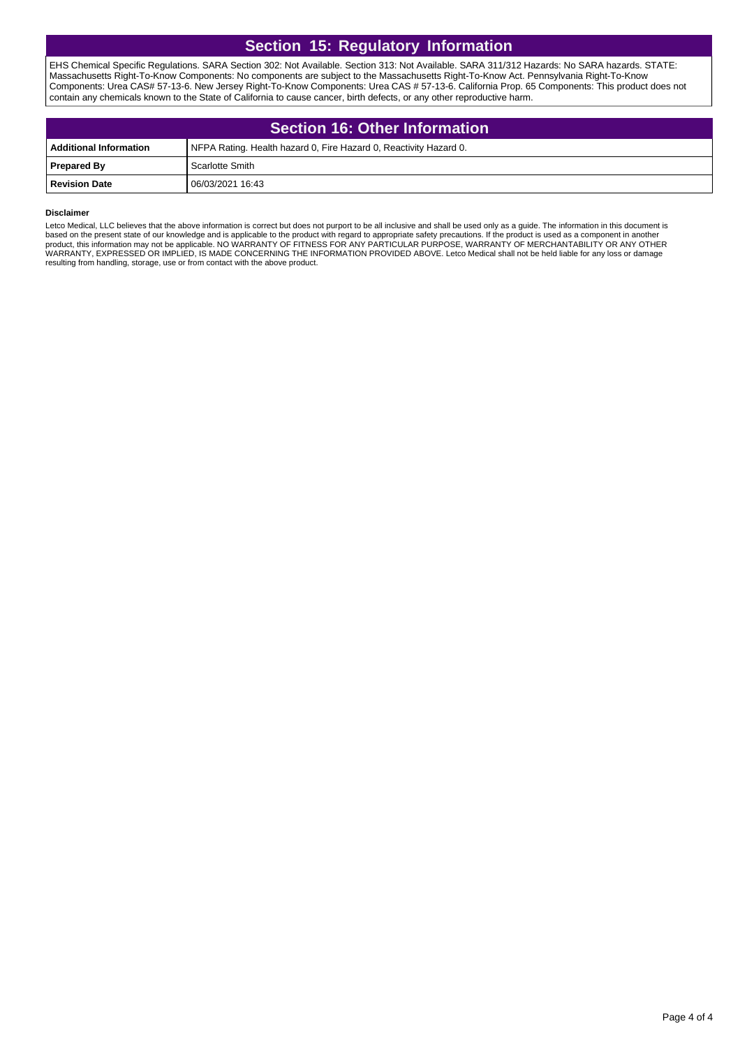## Section 15: Regulatory Information

EHS Chemical Specific Regulations. SARA Section 302: Not Available. Section 313: Not Available. SARA 311/312 Hazards: No SARA hazards. STATE: Massachusetts Right-To-Know Components: No components are subject to the Massachusetts Right-To-Know Act. Pennsylvania Right-To-Know Components: Urea CAS# 57-13-6. New Jersey Right-To-Know Components: Urea CAS # 57-13-6. California Prop. 65 Components: This product does not contain any chemicals known to the State of California to cause cancer, birth defects, or any other reproductive harm.

## Section 16: Other Information

| | |
|---|---|
| **Additional Information** | NFPA Rating. Health hazard 0, Fire Hazard 0, Reactivity Hazard 0. |
| **Prepared By** | Scarlotte Smith |
| **Revision Date** | 06/03/2021 16:43 |

**Disclaimer**

Letco Medical, LLC believes that the above information is correct but does not purport to be all inclusive and shall be used only as a guide. The information in this document is based on the present state of our knowledge and is applicable to the product with regard to appropriate safety precautions. If the product is used as a component in another product, this information may not be applicable. NO WARRANTY OF FITNESS FOR ANY PARTICULAR PURPOSE, WARRANTY OF MERCHANTABILITY OR ANY OTHER WARRANTY, EXPRESSED OR IMPLIED, IS MADE CONCERNING THE INFORMATION PROVIDED ABOVE. Letco Medical shall not be held liable for any loss or damage resulting from handling, storage, use or from contact with the above product.